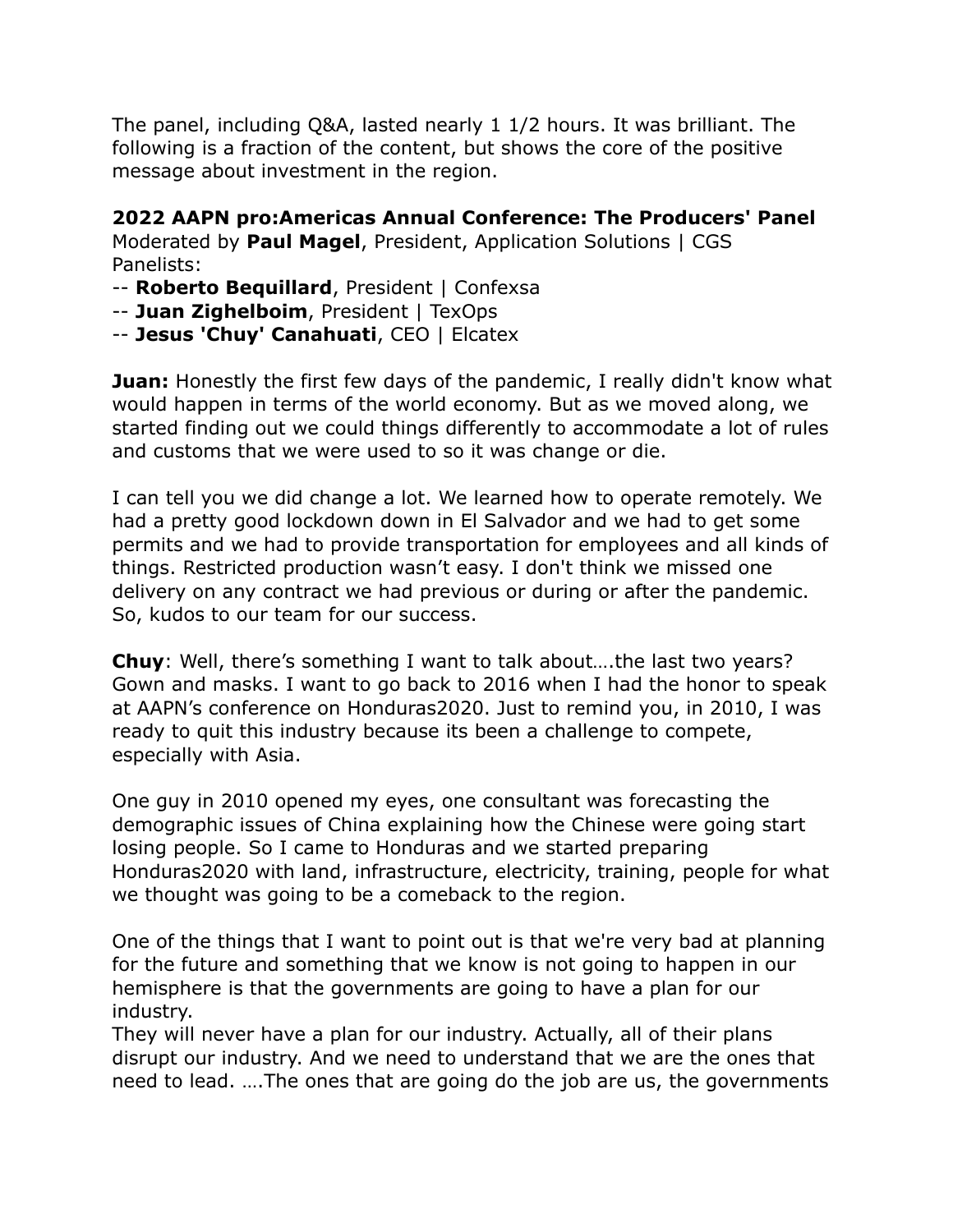The panel, including Q&A, lasted nearly 1 1/2 hours. It was brilliant. The following is a fraction of the content, but shows the core of the positive message about investment in the region.

**2022 AAPN pro:Americas Annual Conference: The Producers' Panel**
Moderated by **Paul Magel**, President, Application Solutions | CGS
Panelists:
-- **Roberto Bequillard**, President | Confexsa
-- **Juan Zighelboim**, President | TexOps
-- **Jesus 'Chuy' Canahuati**, CEO | Elcatex

**Juan:** Honestly the first few days of the pandemic, I really didn't know what would happen in terms of the world economy. But as we moved along, we started finding out we could things differently to accommodate a lot of rules and customs that we were used to so it was change or die.

I can tell you we did change a lot. We learned how to operate remotely. We had a pretty good lockdown down in El Salvador and we had to get some permits and we had to provide transportation for employees and all kinds of things. Restricted production wasn't easy. I don't think we missed one delivery on any contract we had previous or during or after the pandemic. So, kudos to our team for our success.

**Chuy**: Well, there's something I want to talk about….the last two years? Gown and masks. I want to go back to 2016 when I had the honor to speak at AAPN's conference on Honduras2020. Just to remind you, in 2010, I was ready to quit this industry because its been a challenge to compete, especially with Asia.

One guy in 2010 opened my eyes, one consultant was forecasting the demographic issues of China explaining how the Chinese were going start losing people. So I came to Honduras and we started preparing Honduras2020 with land, infrastructure, electricity, training, people for what we thought was going to be a comeback to the region.

One of the things that I want to point out is that we're very bad at planning for the future and something that we know is not going to happen in our hemisphere is that the governments are going to have a plan for our industry.
They will never have a plan for our industry. Actually, all of their plans disrupt our industry. And we need to understand that we are the ones that need to lead. ….The ones that are going do the job are us, the governments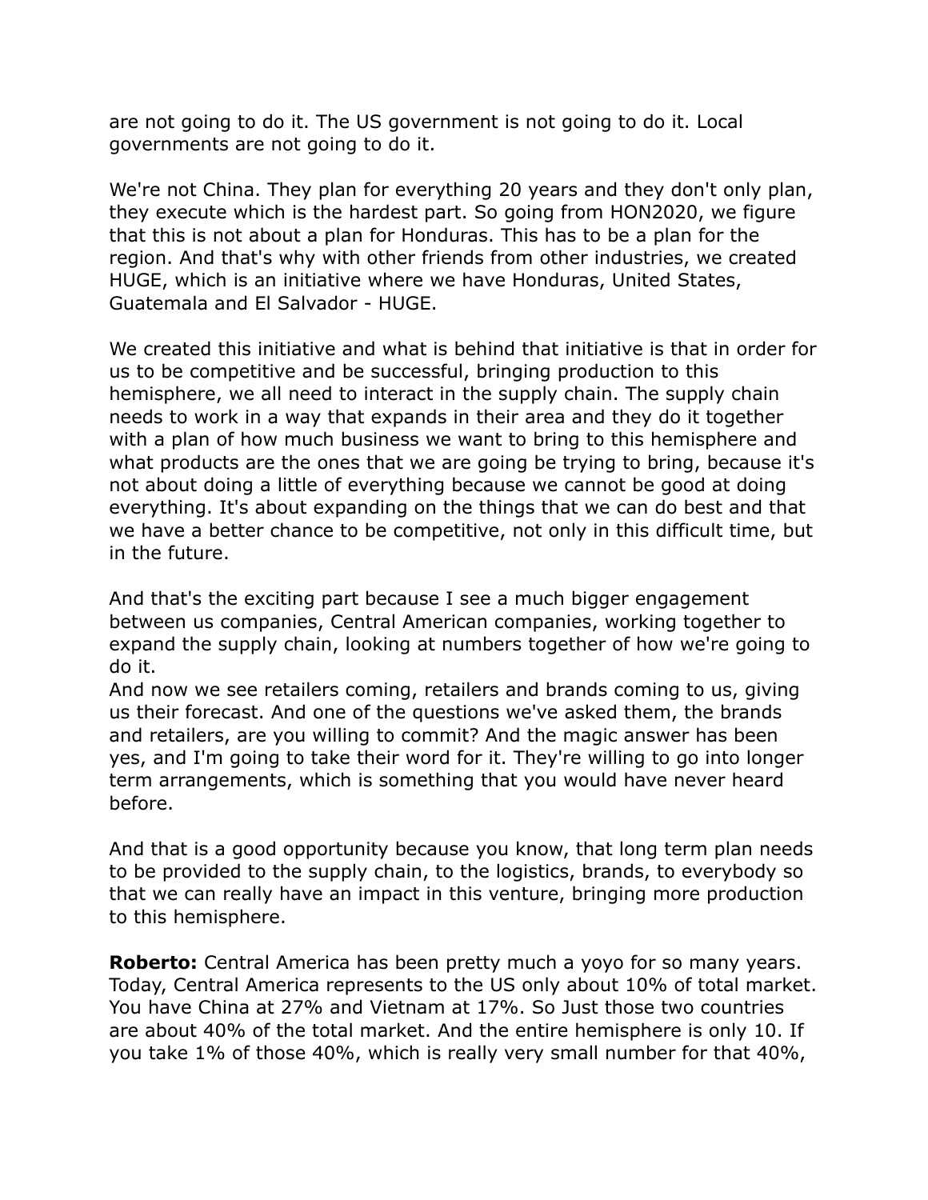are not going to do it. The US government is not going to do it. Local governments are not going to do it.

We're not China. They plan for everything 20 years and they don't only plan, they execute which is the hardest part. So going from HON2020, we figure that this is not about a plan for Honduras. This has to be a plan for the region. And that's why with other friends from other industries, we created HUGE, which is an initiative where we have Honduras, United States, Guatemala and El Salvador - HUGE.

We created this initiative and what is behind that initiative is that in order for us to be competitive and be successful, bringing production to this hemisphere, we all need to interact in the supply chain. The supply chain needs to work in a way that expands in their area and they do it together with a plan of how much business we want to bring to this hemisphere and what products are the ones that we are going be trying to bring, because it's not about doing a little of everything because we cannot be good at doing everything. It's about expanding on the things that we can do best and that we have a better chance to be competitive, not only in this difficult time, but in the future.

And that's the exciting part because I see a much bigger engagement between us companies, Central American companies, working together to expand the supply chain, looking at numbers together of how we're going to do it.
And now we see retailers coming, retailers and brands coming to us, giving us their forecast. And one of the questions we've asked them, the brands and retailers, are you willing to commit? And the magic answer has been yes, and I'm going to take their word for it. They're willing to go into longer term arrangements, which is something that you would have never heard before.

And that is a good opportunity because you know, that long term plan needs to be provided to the supply chain, to the logistics, brands, to everybody so that we can really have an impact in this venture, bringing more production to this hemisphere.

**Roberto:** Central America has been pretty much a yoyo for so many years. Today, Central America represents to the US only about 10% of total market. You have China at 27% and Vietnam at 17%. So Just those two countries are about 40% of the total market. And the entire hemisphere is only 10. If you take 1% of those 40%, which is really very small number for that 40%,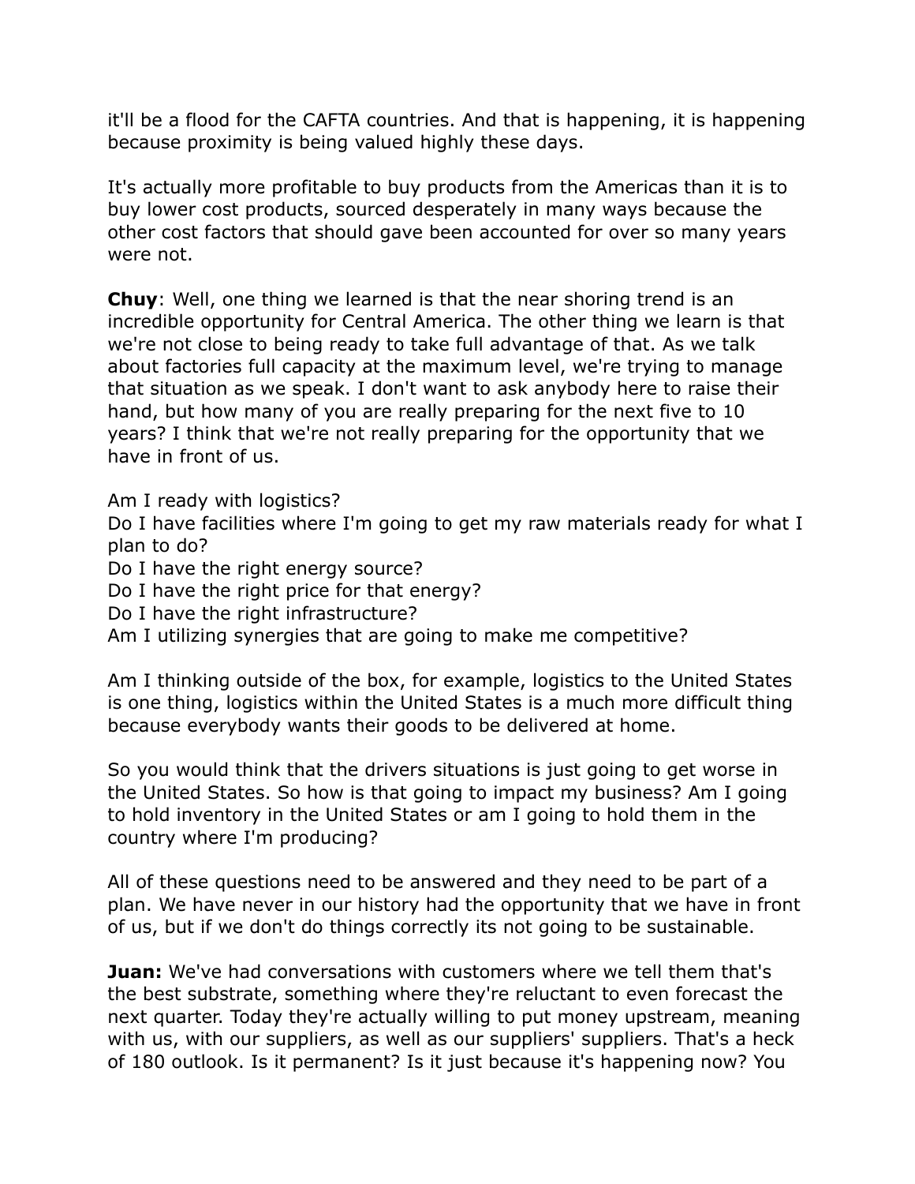it'll be a flood for the CAFTA countries. And that is happening, it is happening because proximity is being valued highly these days.

It's actually more profitable to buy products from the Americas than it is to buy lower cost products, sourced desperately in many ways because the other cost factors that should gave been accounted for over so many years were not.

**Chuy**: Well, one thing we learned is that the near shoring trend is an incredible opportunity for Central America. The other thing we learn is that we're not close to being ready to take full advantage of that. As we talk about factories full capacity at the maximum level, we're trying to manage that situation as we speak. I don't want to ask anybody here to raise their hand, but how many of you are really preparing for the next five to 10 years? I think that we're not really preparing for the opportunity that we have in front of us.

Am I ready with logistics?
Do I have facilities where I'm going to get my raw materials ready for what I plan to do?
Do I have the right energy source?
Do I have the right price for that energy?
Do I have the right infrastructure?
Am I utilizing synergies that are going to make me competitive?

Am I thinking outside of the box, for example, logistics to the United States is one thing, logistics within the United States is a much more difficult thing because everybody wants their goods to be delivered at home.

So you would think that the drivers situations is just going to get worse in the United States. So how is that going to impact my business? Am I going to hold inventory in the United States or am I going to hold them in the country where I'm producing?

All of these questions need to be answered and they need to be part of a plan. We have never in our history had the opportunity that we have in front of us, but if we don't do things correctly its not going to be sustainable.

**Juan:** We've had conversations with customers where we tell them that's the best substrate, something where they're reluctant to even forecast the next quarter. Today they're actually willing to put money upstream, meaning with us, with our suppliers, as well as our suppliers' suppliers. That's a heck of 180 outlook. Is it permanent? Is it just because it's happening now? You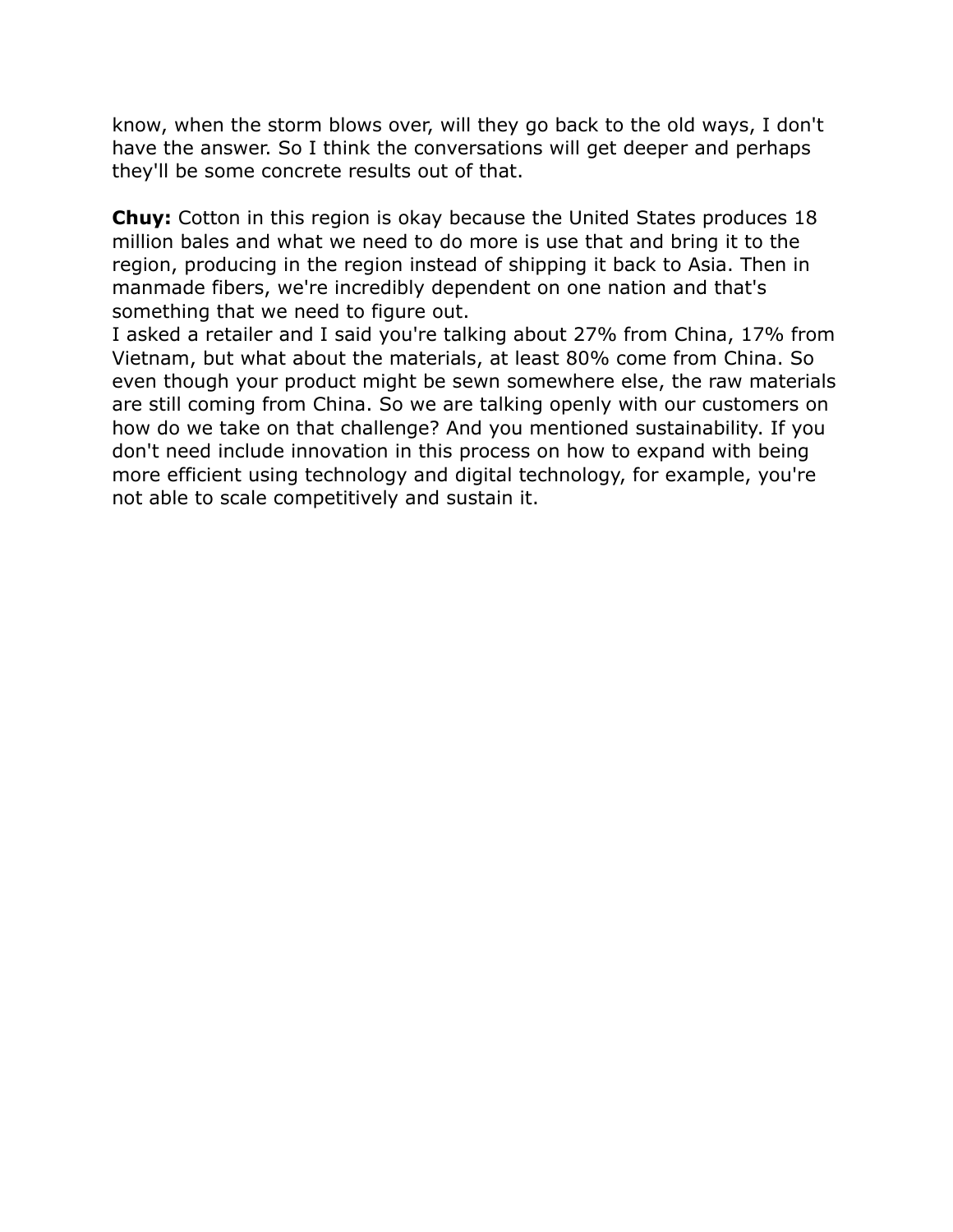know, when the storm blows over, will they go back to the old ways, I don't have the answer. So I think the conversations will get deeper and perhaps they'll be some concrete results out of that.

**Chuy:** Cotton in this region is okay because the United States produces 18 million bales and what we need to do more is use that and bring it to the region, producing in the region instead of shipping it back to Asia. Then in manmade fibers, we're incredibly dependent on one nation and that's something that we need to figure out.

I asked a retailer and I said you're talking about 27% from China, 17% from Vietnam, but what about the materials, at least 80% come from China. So even though your product might be sewn somewhere else, the raw materials are still coming from China. So we are talking openly with our customers on how do we take on that challenge? And you mentioned sustainability. If you don't need include innovation in this process on how to expand with being more efficient using technology and digital technology, for example, you're not able to scale competitively and sustain it.